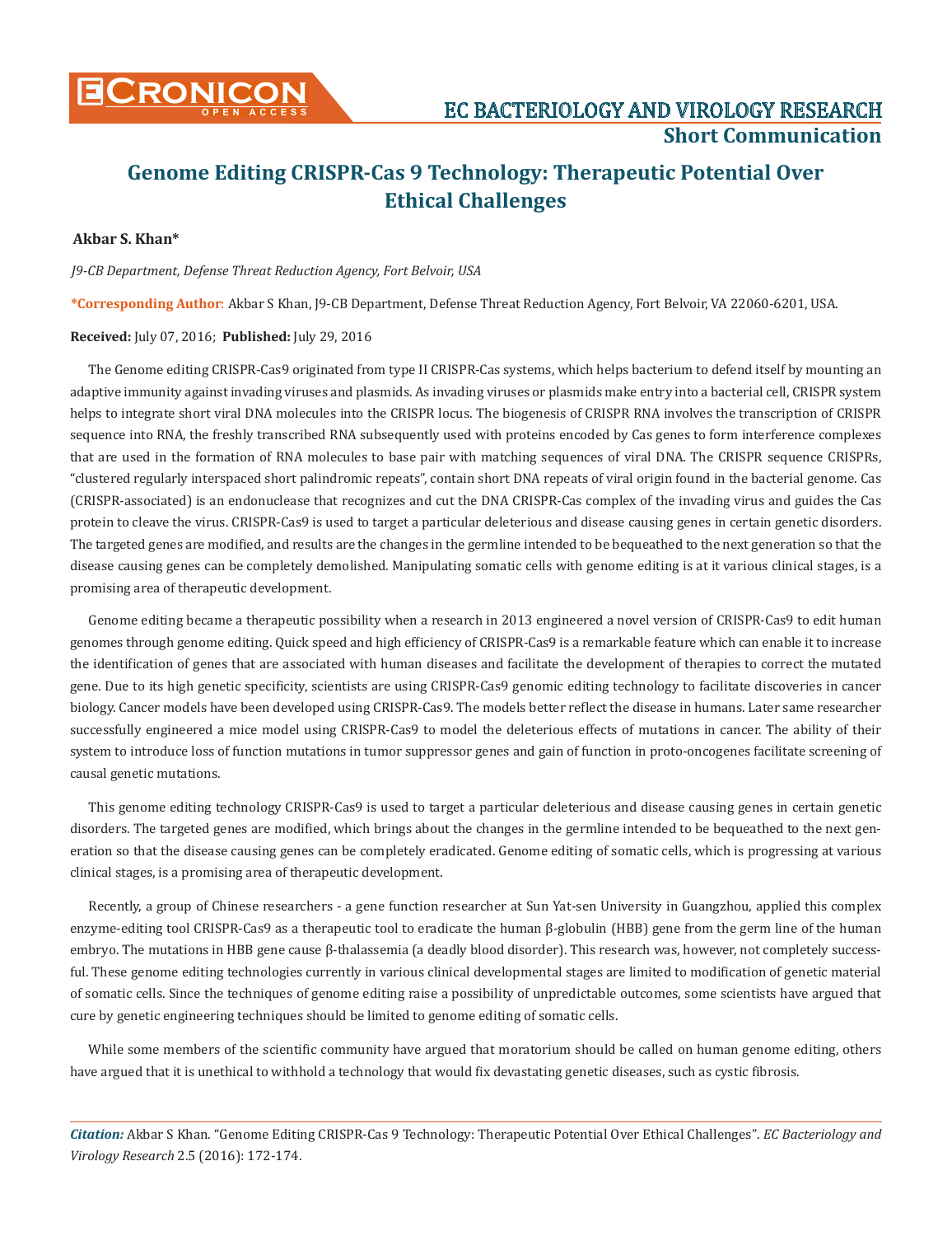**Short Communication**

# Genome Editing CRISPR-Cas 9 Technology: Therapeutic Potential Over Ethical Challenges

**Akbar S. Khan***

*J9-CB Department, Defense Threat Reduction Agency, Fort Belvoir, USA*

***Corresponding Author**: Akbar S Khan, J9-CB Department, Defense Threat Reduction Agency, Fort Belvoir, VA 22060-6201, USA.

**Received:** July 07, 2016; **Published:** July 29, 2016

The Genome editing CRISPR-Cas9 originated from type II CRISPR-Cas systems, which helps bacterium to defend itself by mounting an adaptive immunity against invading viruses and plasmids. As invading viruses or plasmids make entry into a bacterial cell, CRISPR system helps to integrate short viral DNA molecules into the CRISPR locus. The biogenesis of CRISPR RNA involves the transcription of CRISPR sequence into RNA, the freshly transcribed RNA subsequently used with proteins encoded by Cas genes to form interference complexes that are used in the formation of RNA molecules to base pair with matching sequences of viral DNA. The CRISPR sequence CRISPRs, "clustered regularly interspaced short palindromic repeats", contain short DNA repeats of viral origin found in the bacterial genome. Cas (CRISPR-associated) is an endonuclease that recognizes and cut the DNA CRISPR-Cas complex of the invading virus and guides the Cas protein to cleave the virus. CRISPR-Cas9 is used to target a particular deleterious and disease causing genes in certain genetic disorders. The targeted genes are modified, and results are the changes in the germline intended to be bequeathed to the next generation so that the disease causing genes can be completely demolished. Manipulating somatic cells with genome editing is at it various clinical stages, is a promising area of therapeutic development.

Genome editing became a therapeutic possibility when a research in 2013 engineered a novel version of CRISPR-Cas9 to edit human genomes through genome editing. Quick speed and high efficiency of CRISPR-Cas9 is a remarkable feature which can enable it to increase the identification of genes that are associated with human diseases and facilitate the development of therapies to correct the mutated gene. Due to its high genetic specificity, scientists are using CRISPR-Cas9 genomic editing technology to facilitate discoveries in cancer biology. Cancer models have been developed using CRISPR-Cas9. The models better reflect the disease in humans. Later same researcher successfully engineered a mice model using CRISPR-Cas9 to model the deleterious effects of mutations in cancer. The ability of their system to introduce loss of function mutations in tumor suppressor genes and gain of function in proto-oncogenes facilitate screening of causal genetic mutations.

This genome editing technology CRISPR-Cas9 is used to target a particular deleterious and disease causing genes in certain genetic disorders. The targeted genes are modified, which brings about the changes in the germline intended to be bequeathed to the next generation so that the disease causing genes can be completely eradicated. Genome editing of somatic cells, which is progressing at various clinical stages, is a promising area of therapeutic development.

Recently, a group of Chinese researchers - a gene function researcher at Sun Yat-sen University in Guangzhou, applied this complex enzyme-editing tool CRISPR-Cas9 as a therapeutic tool to eradicate the human β-globulin (HBB) gene from the germ line of the human embryo. The mutations in HBB gene cause β-thalassemia (a deadly blood disorder). This research was, however, not completely successful. These genome editing technologies currently in various clinical developmental stages are limited to modification of genetic material of somatic cells. Since the techniques of genome editing raise a possibility of unpredictable outcomes, some scientists have argued that cure by genetic engineering techniques should be limited to genome editing of somatic cells.

While some members of the scientific community have argued that moratorium should be called on human genome editing, others have argued that it is unethical to withhold a technology that would fix devastating genetic diseases, such as cystic fibrosis.

***Citation:*** Akbar S Khan. "Genome Editing CRISPR-Cas 9 Technology: Therapeutic Potential Over Ethical Challenges". *EC Bacteriology and Virology Research* 2.5 (2016): 172-174.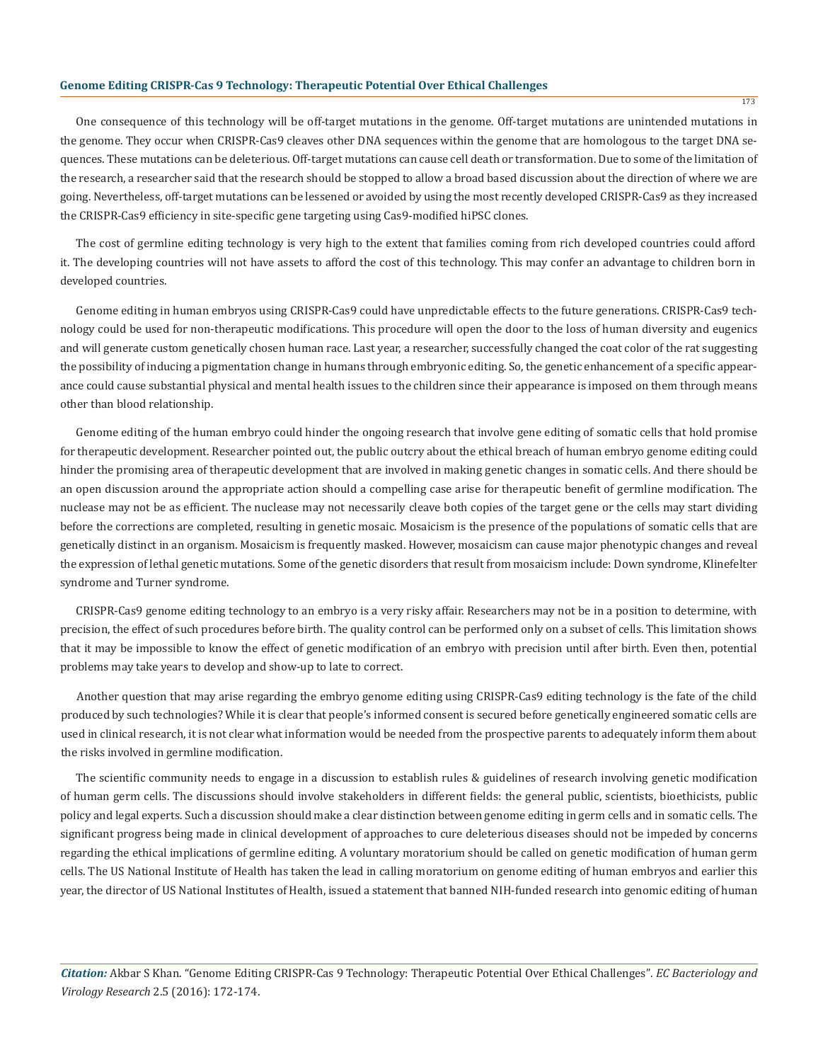One consequence of this technology will be off-target mutations in the genome. Off-target mutations are unintended mutations in the genome. They occur when CRISPR-Cas9 cleaves other DNA sequences within the genome that are homologous to the target DNA sequences. These mutations can be deleterious. Off-target mutations can cause cell death or transformation. Due to some of the limitation of the research, a researcher said that the research should be stopped to allow a broad based discussion about the direction of where we are going. Nevertheless, off-target mutations can be lessened or avoided by using the most recently developed CRISPR-Cas9 as they increased the CRISPR-Cas9 efficiency in site-specific gene targeting using Cas9-modified hiPSC clones.

The cost of germline editing technology is very high to the extent that families coming from rich developed countries could afford it. The developing countries will not have assets to afford the cost of this technology. This may confer an advantage to children born in developed countries.

Genome editing in human embryos using CRISPR-Cas9 could have unpredictable effects to the future generations. CRISPR-Cas9 technology could be used for non-therapeutic modifications. This procedure will open the door to the loss of human diversity and eugenics and will generate custom genetically chosen human race. Last year, a researcher, successfully changed the coat color of the rat suggesting the possibility of inducing a pigmentation change in humans through embryonic editing. So, the genetic enhancement of a specific appearance could cause substantial physical and mental health issues to the children since their appearance is imposed on them through means other than blood relationship.

Genome editing of the human embryo could hinder the ongoing research that involve gene editing of somatic cells that hold promise for therapeutic development. Researcher pointed out, the public outcry about the ethical breach of human embryo genome editing could hinder the promising area of therapeutic development that are involved in making genetic changes in somatic cells. And there should be an open discussion around the appropriate action should a compelling case arise for therapeutic benefit of germline modification. The nuclease may not be as efficient. The nuclease may not necessarily cleave both copies of the target gene or the cells may start dividing before the corrections are completed, resulting in genetic mosaic. Mosaicism is the presence of the populations of somatic cells that are genetically distinct in an organism. Mosaicism is frequently masked. However, mosaicism can cause major phenotypic changes and reveal the expression of lethal genetic mutations. Some of the genetic disorders that result from mosaicism include: Down syndrome, Klinefelter syndrome and Turner syndrome.

CRISPR-Cas9 genome editing technology to an embryo is a very risky affair. Researchers may not be in a position to determine, with precision, the effect of such procedures before birth. The quality control can be performed only on a subset of cells. This limitation shows that it may be impossible to know the effect of genetic modification of an embryo with precision until after birth. Even then, potential problems may take years to develop and show-up to late to correct.

Another question that may arise regarding the embryo genome editing using CRISPR-Cas9 editing technology is the fate of the child produced by such technologies? While it is clear that people's informed consent is secured before genetically engineered somatic cells are used in clinical research, it is not clear what information would be needed from the prospective parents to adequately inform them about the risks involved in germline modification.

The scientific community needs to engage in a discussion to establish rules & guidelines of research involving genetic modification of human germ cells. The discussions should involve stakeholders in different fields: the general public, scientists, bioethicists, public policy and legal experts. Such a discussion should make a clear distinction between genome editing in germ cells and in somatic cells. The significant progress being made in clinical development of approaches to cure deleterious diseases should not be impeded by concerns regarding the ethical implications of germline editing. A voluntary moratorium should be called on genetic modification of human germ cells. The US National Institute of Health has taken the lead in calling moratorium on genome editing of human embryos and earlier this year, the director of US National Institutes of Health, issued a statement that banned NIH-funded research into genomic editing of human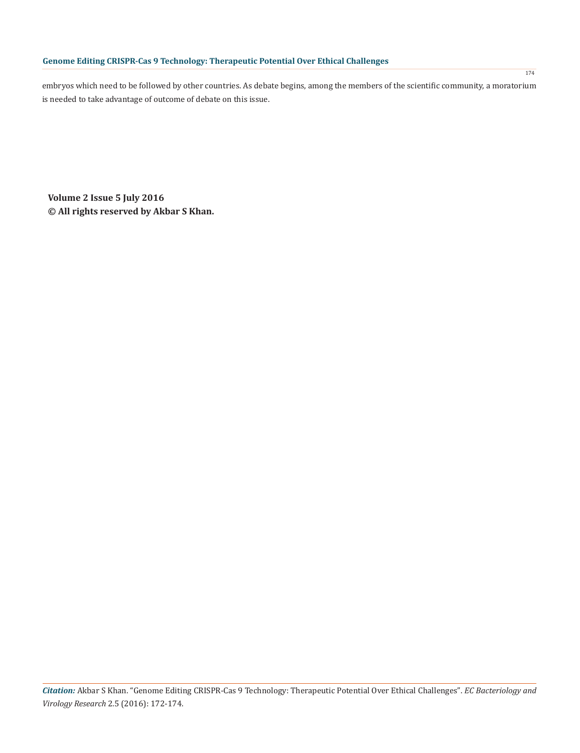embryos which need to be followed by other countries. As debate begins, among the members of the scientific community, a moratorium is needed to take advantage of outcome of debate on this issue.

**Volume 2 Issue 5 July 2016**
**© All rights reserved by Akbar S Khan.**